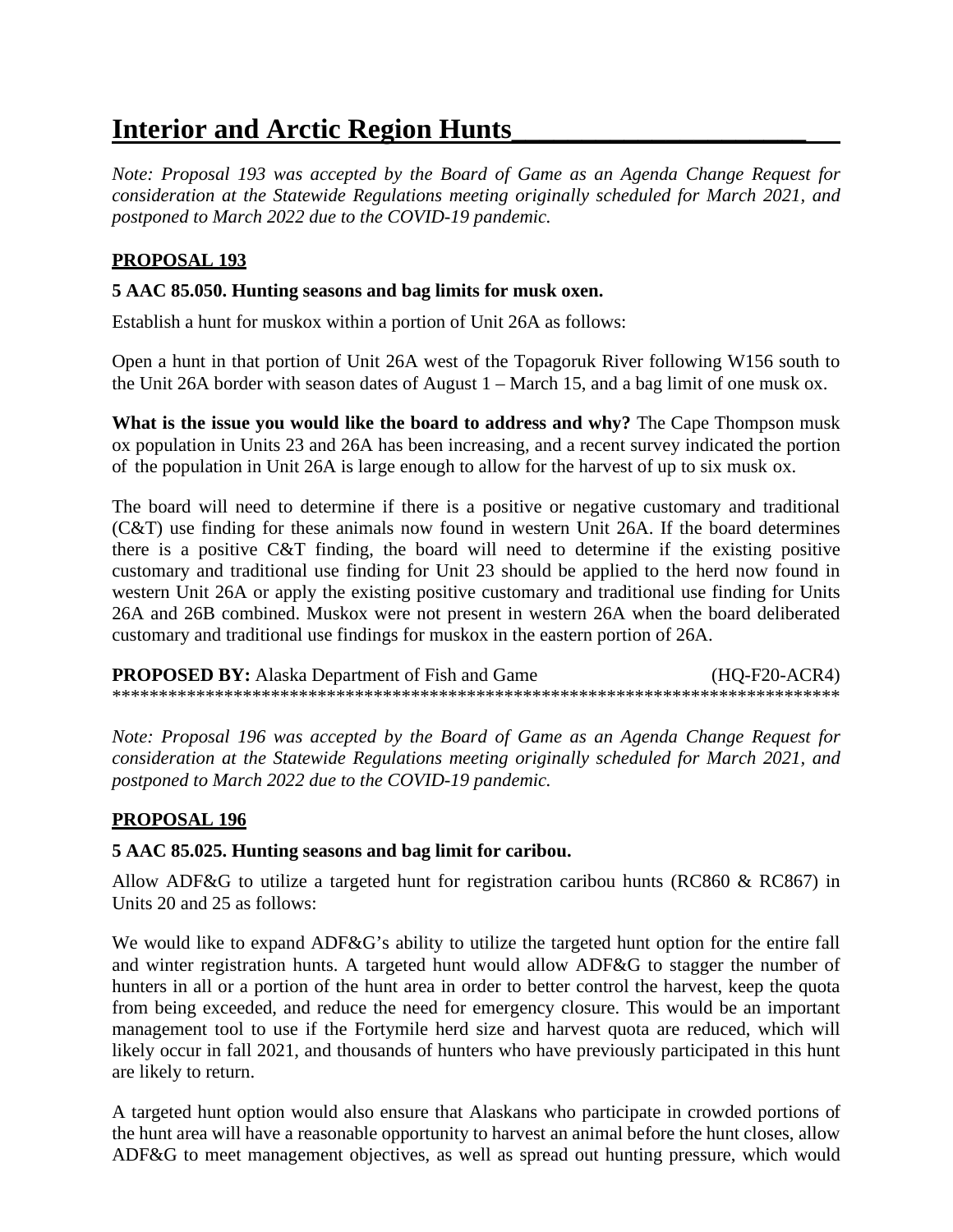# Interior and Arctic Region Hunts

*Note: Proposal 193 was accepted by the Board of Game as an Agenda Change Request for consideration at the Statewide Regulations meeting originally scheduled for March 2021, and postponed to March 2022 due to the COVID-19 pandemic.*

## PROPOSAL 193

**5 AAC 85.050. Hunting seasons and bag limits for musk oxen.**

Establish a hunt for muskox within a portion of Unit 26A as follows:

Open a hunt in that portion of Unit 26A west of the Topagoruk River following W156 south to the Unit 26A border with season dates of August 1 – March 15, and a bag limit of one musk ox.

**What is the issue you would like the board to address and why?** The Cape Thompson musk ox population in Units 23 and 26A has been increasing, and a recent survey indicated the portion of the population in Unit 26A is large enough to allow for the harvest of up to six musk ox.

The board will need to determine if there is a positive or negative customary and traditional (C&T) use finding for these animals now found in western Unit 26A. If the board determines there is a positive C&T finding, the board will need to determine if the existing positive customary and traditional use finding for Unit 23 should be applied to the herd now found in western Unit 26A or apply the existing positive customary and traditional use finding for Units 26A and 26B combined. Muskox were not present in western 26A when the board deliberated customary and traditional use findings for muskox in the eastern portion of 26A.

**PROPOSED BY:** Alaska Department of Fish and Game (HQ-F20-ACR4)

******************************************************************************

*Note: Proposal 196 was accepted by the Board of Game as an Agenda Change Request for consideration at the Statewide Regulations meeting originally scheduled for March 2021, and postponed to March 2022 due to the COVID-19 pandemic.*

## PROPOSAL 196

**5 AAC 85.025. Hunting seasons and bag limit for caribou.**

Allow ADF&G to utilize a targeted hunt for registration caribou hunts (RC860 & RC867) in Units 20 and 25 as follows:

We would like to expand ADF&G's ability to utilize the targeted hunt option for the entire fall and winter registration hunts. A targeted hunt would allow ADF&G to stagger the number of hunters in all or a portion of the hunt area in order to better control the harvest, keep the quota from being exceeded, and reduce the need for emergency closure. This would be an important management tool to use if the Fortymile herd size and harvest quota are reduced, which will likely occur in fall 2021, and thousands of hunters who have previously participated in this hunt are likely to return.

A targeted hunt option would also ensure that Alaskans who participate in crowded portions of the hunt area will have a reasonable opportunity to harvest an animal before the hunt closes, allow ADF&G to meet management objectives, as well as spread out hunting pressure, which would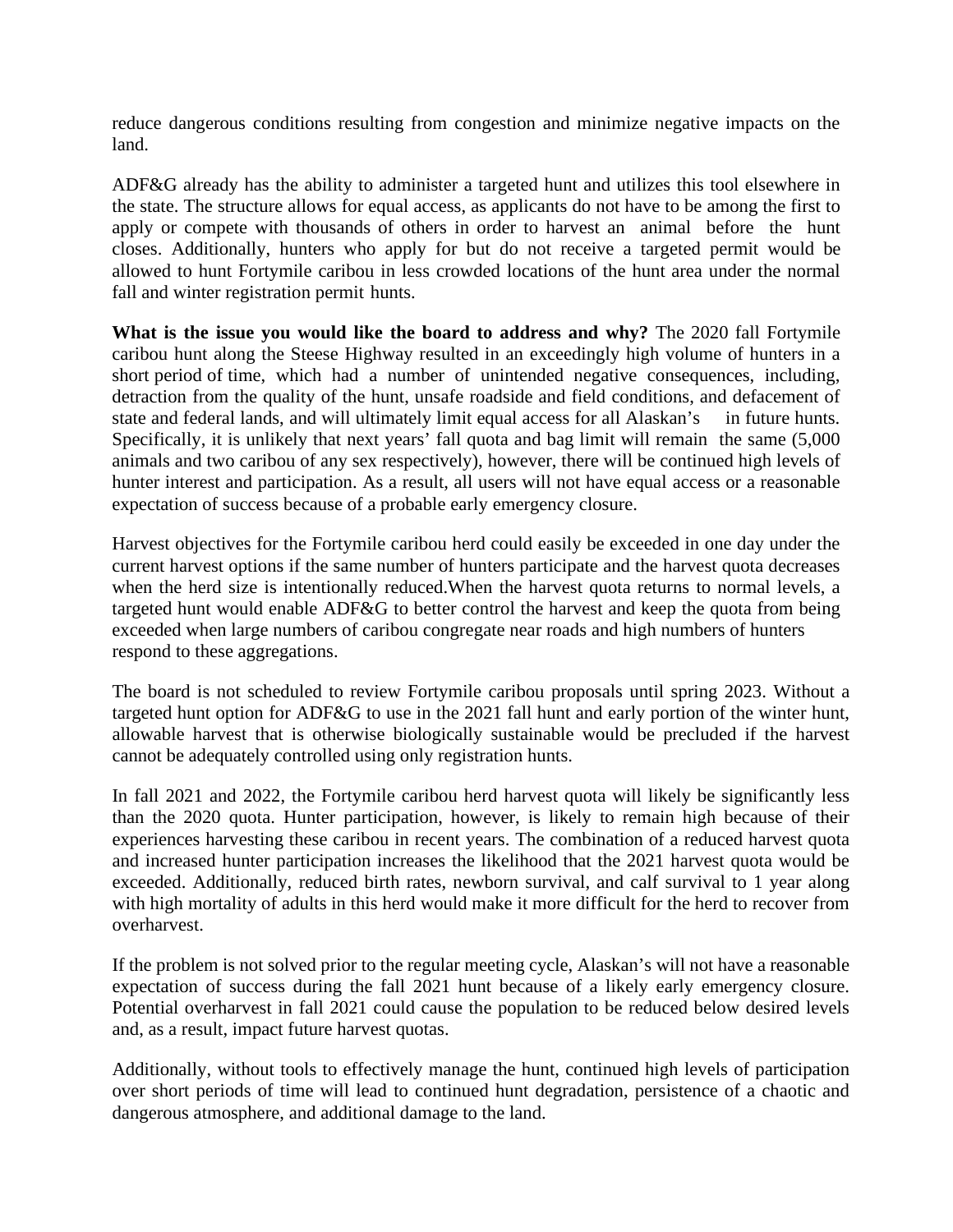reduce dangerous conditions resulting from congestion and minimize negative impacts on the land.

ADF&G already has the ability to administer a targeted hunt and utilizes this tool elsewhere in the state. The structure allows for equal access, as applicants do not have to be among the first to apply or compete with thousands of others in order to harvest an animal before the hunt closes. Additionally, hunters who apply for but do not receive a targeted permit would be allowed to hunt Fortymile caribou in less crowded locations of the hunt area under the normal fall and winter registration permit hunts.

**What is the issue you would like the board to address and why?** The 2020 fall Fortymile caribou hunt along the Steese Highway resulted in an exceedingly high volume of hunters in a short period of time, which had a number of unintended negative consequences, including, detraction from the quality of the hunt, unsafe roadside and field conditions, and defacement of state and federal lands, and will ultimately limit equal access for all Alaskan's in future hunts. Specifically, it is unlikely that next years' fall quota and bag limit will remain the same (5,000 animals and two caribou of any sex respectively), however, there will be continued high levels of hunter interest and participation. As a result, all users will not have equal access or a reasonable expectation of success because of a probable early emergency closure.

Harvest objectives for the Fortymile caribou herd could easily be exceeded in one day under the current harvest options if the same number of hunters participate and the harvest quota decreases when the herd size is intentionally reduced.When the harvest quota returns to normal levels, a targeted hunt would enable ADF&G to better control the harvest and keep the quota from being exceeded when large numbers of caribou congregate near roads and high numbers of hunters respond to these aggregations.

The board is not scheduled to review Fortymile caribou proposals until spring 2023. Without a targeted hunt option for ADF&G to use in the 2021 fall hunt and early portion of the winter hunt, allowable harvest that is otherwise biologically sustainable would be precluded if the harvest cannot be adequately controlled using only registration hunts.

In fall 2021 and 2022, the Fortymile caribou herd harvest quota will likely be significantly less than the 2020 quota. Hunter participation, however, is likely to remain high because of their experiences harvesting these caribou in recent years. The combination of a reduced harvest quota and increased hunter participation increases the likelihood that the 2021 harvest quota would be exceeded. Additionally, reduced birth rates, newborn survival, and calf survival to 1 year along with high mortality of adults in this herd would make it more difficult for the herd to recover from overharvest.

If the problem is not solved prior to the regular meeting cycle, Alaskan's will not have a reasonable expectation of success during the fall 2021 hunt because of a likely early emergency closure. Potential overharvest in fall 2021 could cause the population to be reduced below desired levels and, as a result, impact future harvest quotas.

Additionally, without tools to effectively manage the hunt, continued high levels of participation over short periods of time will lead to continued hunt degradation, persistence of a chaotic and dangerous atmosphere, and additional damage to the land.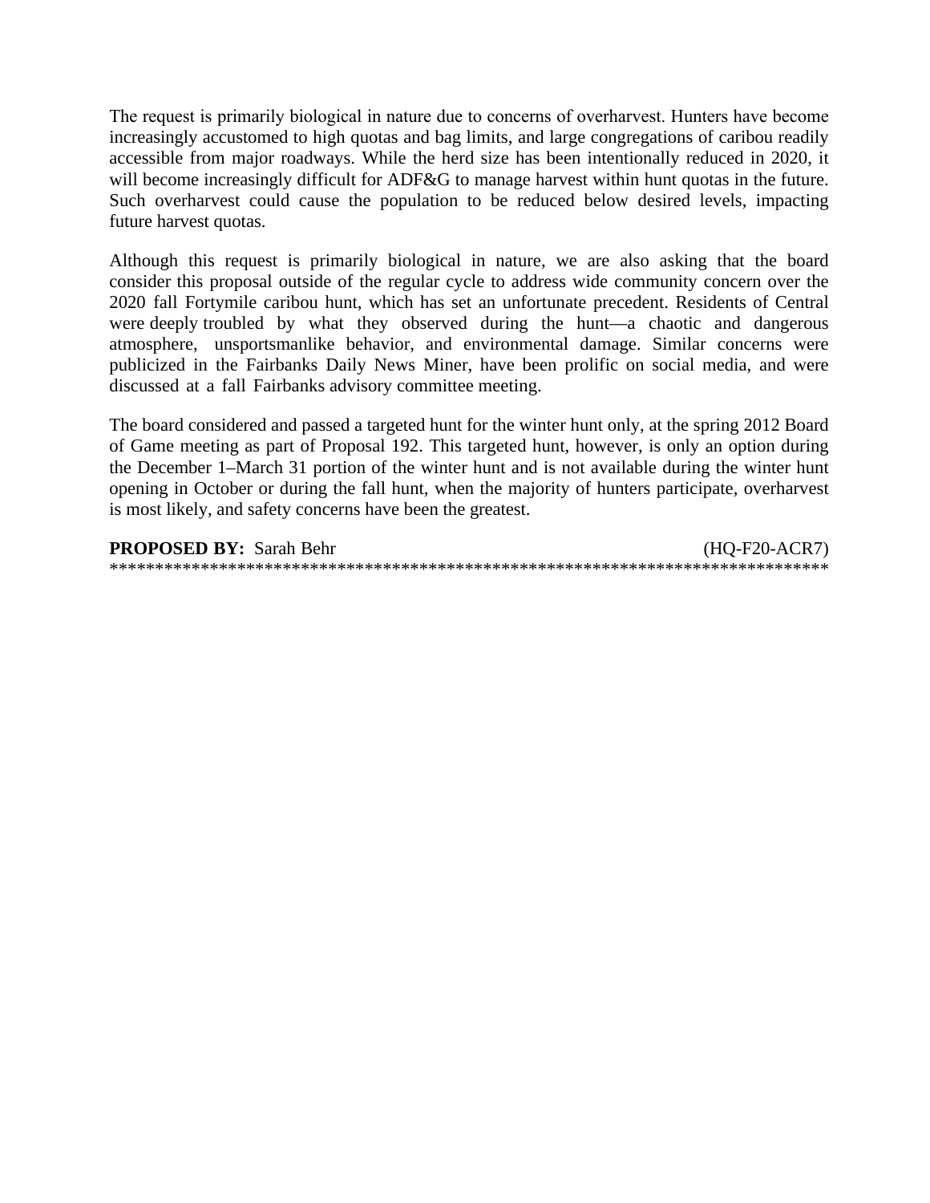The request is primarily biological in nature due to concerns of overharvest. Hunters have become increasingly accustomed to high quotas and bag limits, and large congregations of caribou readily accessible from major roadways. While the herd size has been intentionally reduced in 2020, it will become increasingly difficult for ADF&G to manage harvest within hunt quotas in the future. Such overharvest could cause the population to be reduced below desired levels, impacting future harvest quotas.

Although this request is primarily biological in nature, we are also asking that the board consider this proposal outside of the regular cycle to address wide community concern over the 2020 fall Fortymile caribou hunt, which has set an unfortunate precedent. Residents of Central were deeply troubled by what they observed during the hunt—a chaotic and dangerous atmosphere, unsportsmanlike behavior, and environmental damage. Similar concerns were publicized in the Fairbanks Daily News Miner, have been prolific on social media, and were discussed at a fall Fairbanks advisory committee meeting.

The board considered and passed a targeted hunt for the winter hunt only, at the spring 2012 Board of Game meeting as part of Proposal 192. This targeted hunt, however, is only an option during the December 1–March 31 portion of the winter hunt and is not available during the winter hunt opening in October or during the fall hunt, when the majority of hunters participate, overharvest is most likely, and safety concerns have been the greatest.

**PROPOSED BY:** Sarah Behr (HQ-F20-ACR7)

******************************************************************************